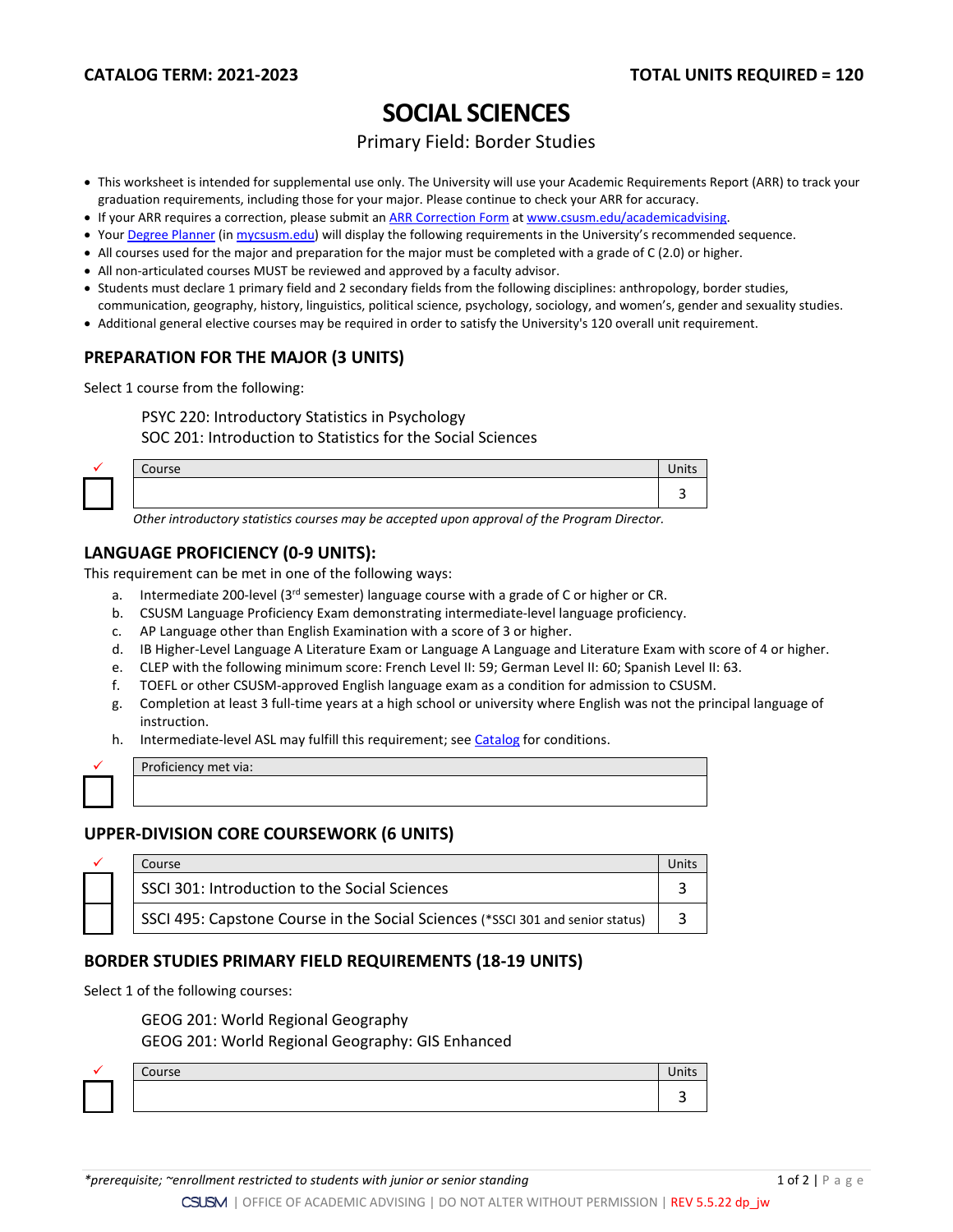**CATALOG TERM: 2021-2023** **TOTAL UNITS REQUIRED = 120**

# SOCIAL SCIENCES

Primary Field: Border Studies

- This worksheet is intended for supplemental use only. The University will use your Academic Requirements Report (ARR) to track your graduation requirements, including those for your major. Please continue to check your ARR for accuracy.
- If your ARR requires a correction, please submit an ARR Correction Form at www.csusm.edu/academicadvising.
- Your Degree Planner (in mycsusm.edu) will display the following requirements in the University's recommended sequence.
- All courses used for the major and preparation for the major must be completed with a grade of C (2.0) or higher.
- All non-articulated courses MUST be reviewed and approved by a faculty advisor.
- Students must declare 1 primary field and 2 secondary fields from the following disciplines: anthropology, border studies, communication, geography, history, linguistics, political science, psychology, sociology, and women's, gender and sexuality studies.
- Additional general elective courses may be required in order to satisfy the University's 120 overall unit requirement.

## PREPARATION FOR THE MAJOR (3 UNITS)

Select 1 course from the following:

PSYC 220: Introductory Statistics in Psychology
SOC 201: Introduction to Statistics for the Social Sciences

| ✓ | Course | Units |
|---|---|---|
| ☐ | | 3 |

*Other introductory statistics courses may be accepted upon approval of the Program Director.*

## LANGUAGE PROFICIENCY (0-9 UNITS):

This requirement can be met in one of the following ways:

a. Intermediate 200-level (3rd semester) language course with a grade of C or higher or CR.
b. CSUSM Language Proficiency Exam demonstrating intermediate-level language proficiency.
c. AP Language other than English Examination with a score of 3 or higher.
d. IB Higher-Level Language A Literature Exam or Language A Language and Literature Exam with score of 4 or higher.
e. CLEP with the following minimum score: French Level II: 59; German Level II: 60; Spanish Level II: 63.
f. TOEFL or other CSUSM-approved English language exam as a condition for admission to CSUSM.
g. Completion at least 3 full-time years at a high school or university where English was not the principal language of instruction.
h. Intermediate-level ASL may fulfill this requirement; see Catalog for conditions.

| ✓ | Proficiency met via: |
|---|---|
| ☐ | |

## UPPER-DIVISION CORE COURSEWORK (6 UNITS)

| ✓ | Course | Units |
|---|---|---|
| ☐ | SSCI 301: Introduction to the Social Sciences | 3 |
| ☐ | SSCI 495: Capstone Course in the Social Sciences (*SSCI 301 and senior status) | 3 |

## BORDER STUDIES PRIMARY FIELD REQUIREMENTS (18-19 UNITS)

Select 1 of the following courses:

GEOG 201: World Regional Geography
GEOG 201: World Regional Geography: GIS Enhanced

| ✓ | Course | Units |
|---|---|---|
| ☐ | | 3 |

*prerequisite; ~enrollment restricted to students with junior or senior standing

CSUSM | OFFICE OF ACADEMIC ADVISING | DO NOT ALTER WITHOUT PERMISSION | REV 5.5.22 dp_jw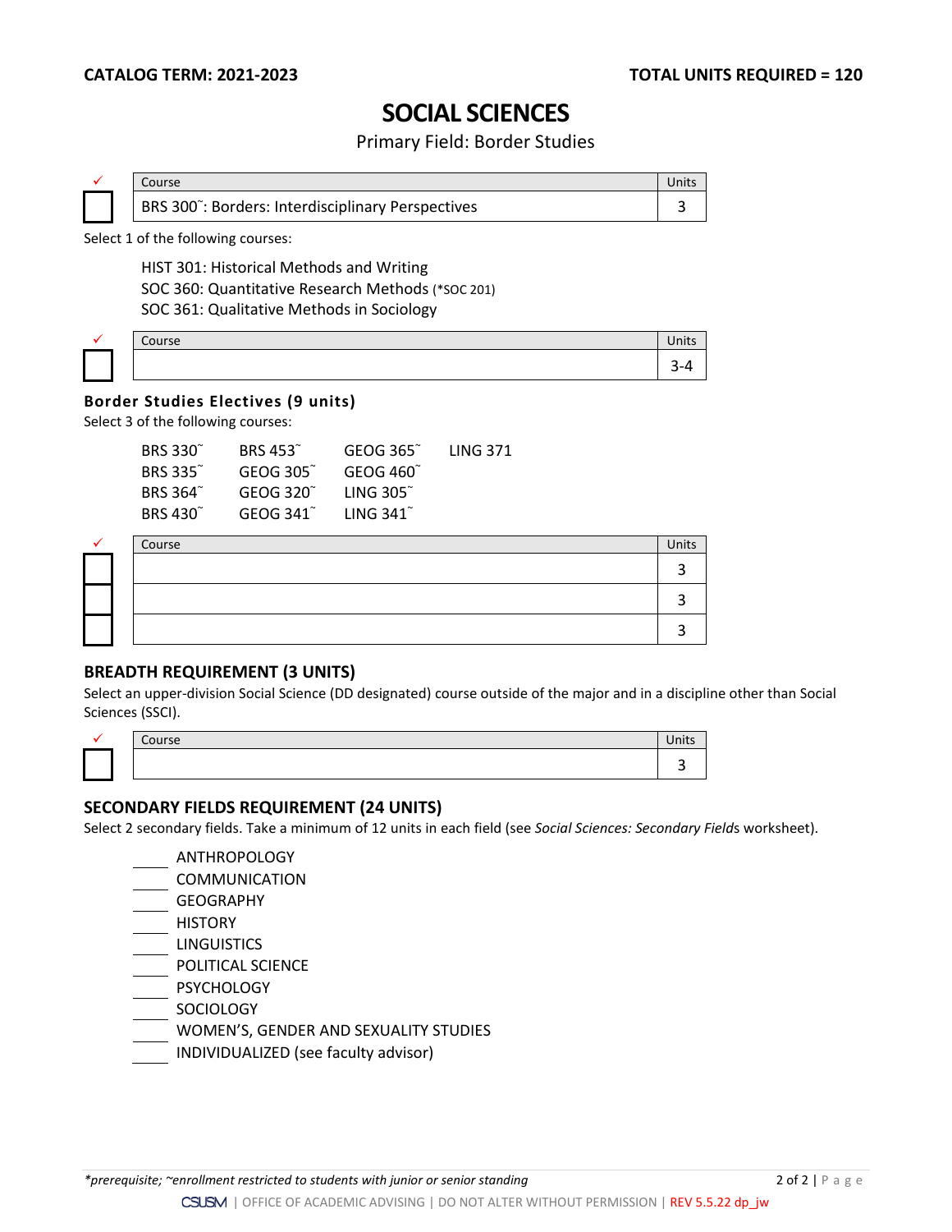**CATALOG TERM: 2021-2023** **TOTAL UNITS REQUIRED = 120**

# SOCIAL SCIENCES

Primary Field: Border Studies

| ✓ | Course | Units |
|---|---|---|
| ☐ | BRS 300˜: Borders: Interdisciplinary Perspectives | 3 |

Select 1 of the following courses:

HIST 301: Historical Methods and Writing
SOC 360: Quantitative Research Methods (*SOC 201)
SOC 361: Qualitative Methods in Sociology

| ✓ | Course | Units |
|---|---|---|
| ☐ | | 3-4 |

### Border Studies Electives (9 units)

Select 3 of the following courses:

| | | | |
|---|---|---|---|
| BRS 330˜ | BRS 453˜ | GEOG 365˜ | LING 371 |
| BRS 335˜ | GEOG 305˜ | GEOG 460˜ | |
| BRS 364˜ | GEOG 320˜ | LING 305˜ | |
| BRS 430˜ | GEOG 341˜ | LING 341˜ | |

| ✓ | Course | Units |
|---|---|---|
| ☐ | | 3 |
| ☐ | | 3 |
| ☐ | | 3 |

## BREADTH REQUIREMENT (3 UNITS)

Select an upper-division Social Science (DD designated) course outside of the major and in a discipline other than Social Sciences (SSCI).

| ✓ | Course | Units |
|---|---|---|
| ☐ | | 3 |

## SECONDARY FIELDS REQUIREMENT (24 UNITS)

Select 2 secondary fields. Take a minimum of 12 units in each field (see *Social Sciences: Secondary Fields* worksheet).

____ ANTHROPOLOGY
____ COMMUNICATION
____ GEOGRAPHY
____ HISTORY
____ LINGUISTICS
____ POLITICAL SCIENCE
____ PSYCHOLOGY
____ SOCIOLOGY
____ WOMEN'S, GENDER AND SEXUALITY STUDIES
____ INDIVIDUALIZED (see faculty advisor)

*\*prerequisite; ~enrollment restricted to students with junior or senior standing*

CSUSM | OFFICE OF ACADEMIC ADVISING | DO NOT ALTER WITHOUT PERMISSION | REV 5.5.22 dp_jw